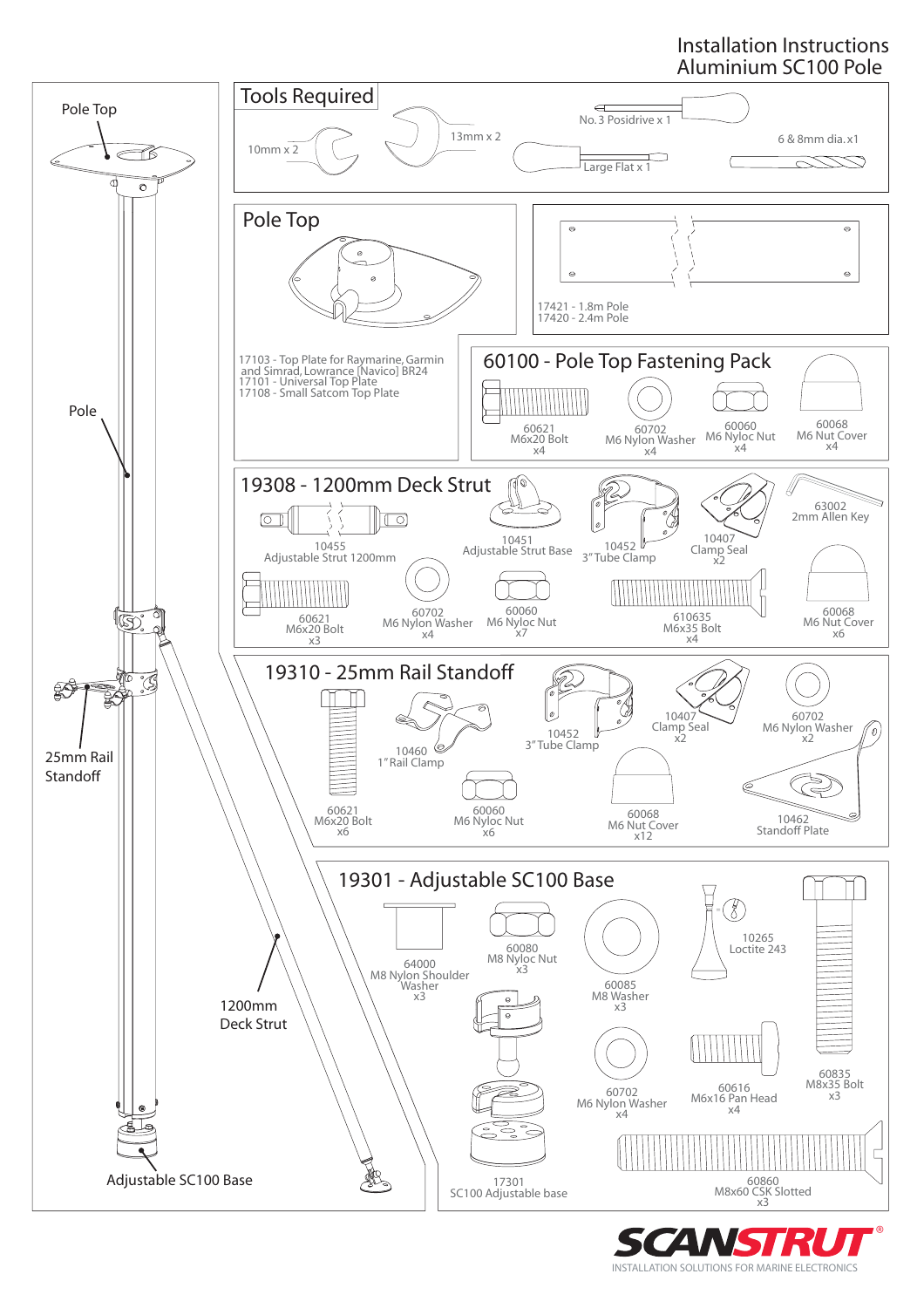# Installation Instructions
# Aluminium SC100 Pole

Pole Top

Pole

25mm Rail Standoff

1200mm Deck Strut

Adjustable SC100 Base

## Tools Required

- 10mm x 2
- 13mm x 2
- No. 3 Posidrive x 1
- Large Flat x 1
- 6 & 8mm dia. x1

## Pole Top

17103 - Top Plate for Raymarine, Garmin and Simrad, Lowrance [Navico] BR24
17101 - Universal Top Plate
17108 - Small Satcom Top Plate

17421 - 1.8m Pole
17420 - 2.4m Pole

## 60100 - Pole Top Fastening Pack

- 60621 M6x20 Bolt x4
- 60702 M6 Nylon Washer x4
- 60060 M6 Nyloc Nut x4
- 60068 M6 Nut Cover x4

## 19308 - 1200mm Deck Strut

- 10455 Adjustable Strut 1200mm
- 10451 Adjustable Strut Base
- 10452 3" Tube Clamp
- 10407 Clamp Seal x2
- 63002 2mm Allen Key
- 60621 M6x20 Bolt x3
- 60702 M6 Nylon Washer x4
- 60060 M6 Nyloc Nut x7
- 610635 M6x35 Bolt x4
- 60068 M6 Nut Cover x6

## 19310 - 25mm Rail Standoff

- 60621 M6x20 Bolt x6
- 10460 1" Rail Clamp
- 10452 3" Tube Clamp
- 10407 Clamp Seal x2
- 60702 M6 Nylon Washer x2
- 60060 M6 Nyloc Nut x6
- 60068 M6 Nut Cover x12
- 10462 Standoff Plate

## 19301 - Adjustable SC100 Base

- 64000 M8 Nylon Shoulder Washer x3
- 60080 M8 Nyloc Nut x3
- 60085 M8 Washer x3
- 10265 Loctite 243
- 60835 M8x35 Bolt x3
- 60702 M6 Nylon Washer x4
- 60616 M6x16 Pan Head x4
- 17301 SC100 Adjustable base
- 60860 M8x60 CSK Slotted x3

SCANSTRUT®
INSTALLATION SOLUTIONS FOR MARINE ELECTRONICS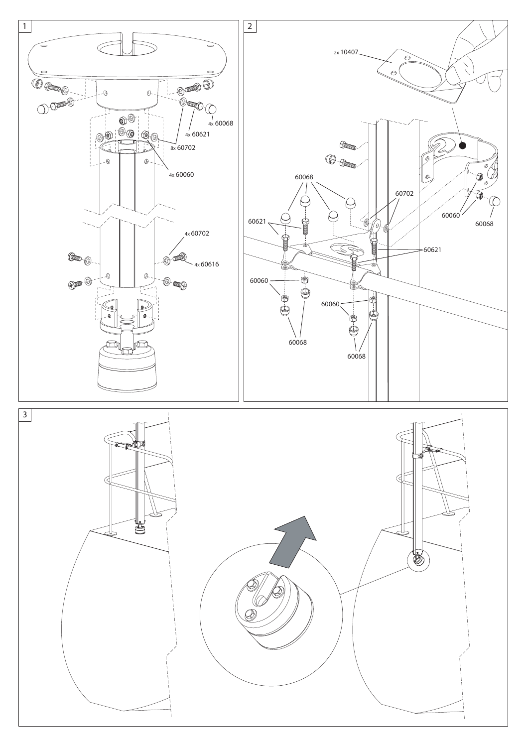1

4x 60068

4x 60621

8x 60702

4x 60060

4x 60702

4x 60616

2

2x 10407

60068

60702

60621

60060

60068

60621

60060

60068

60060

60068

60068

3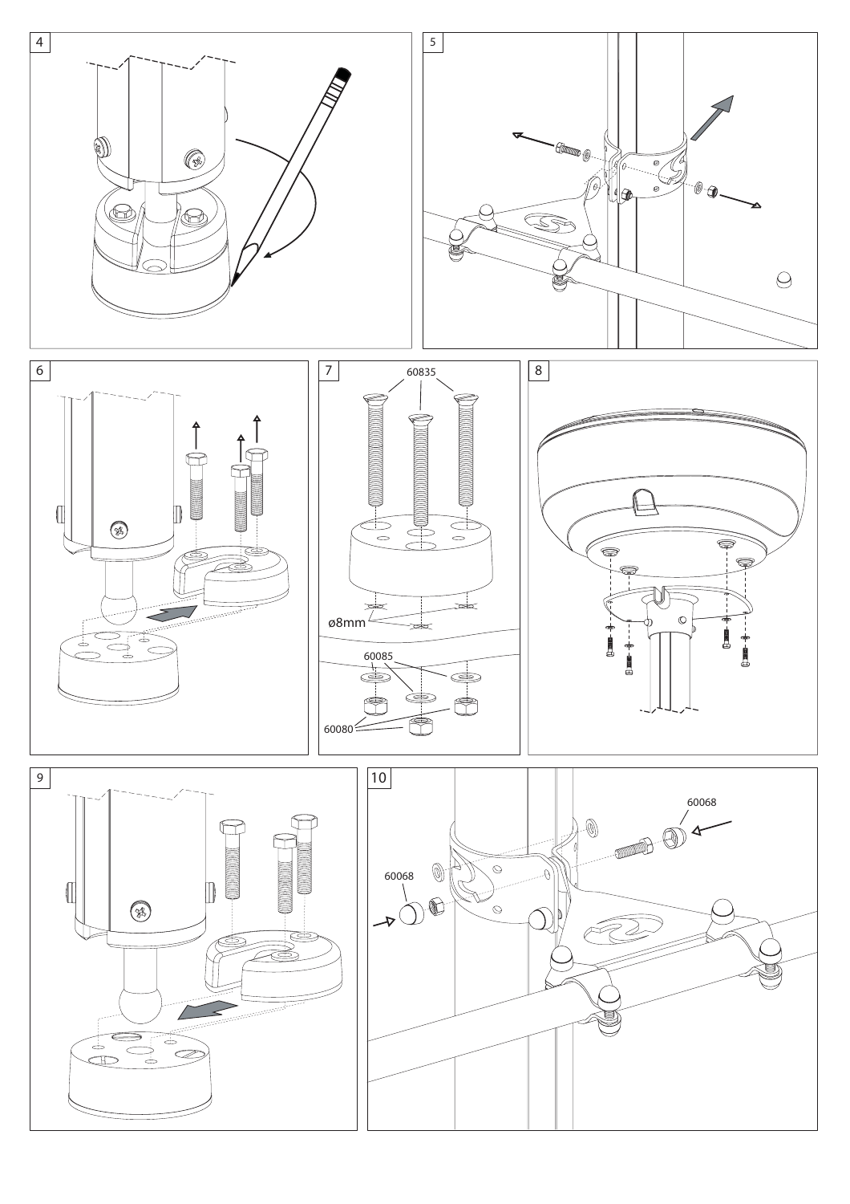4

5

6

7

60835

ø8mm

60085

60080

8

9

10

60068

60068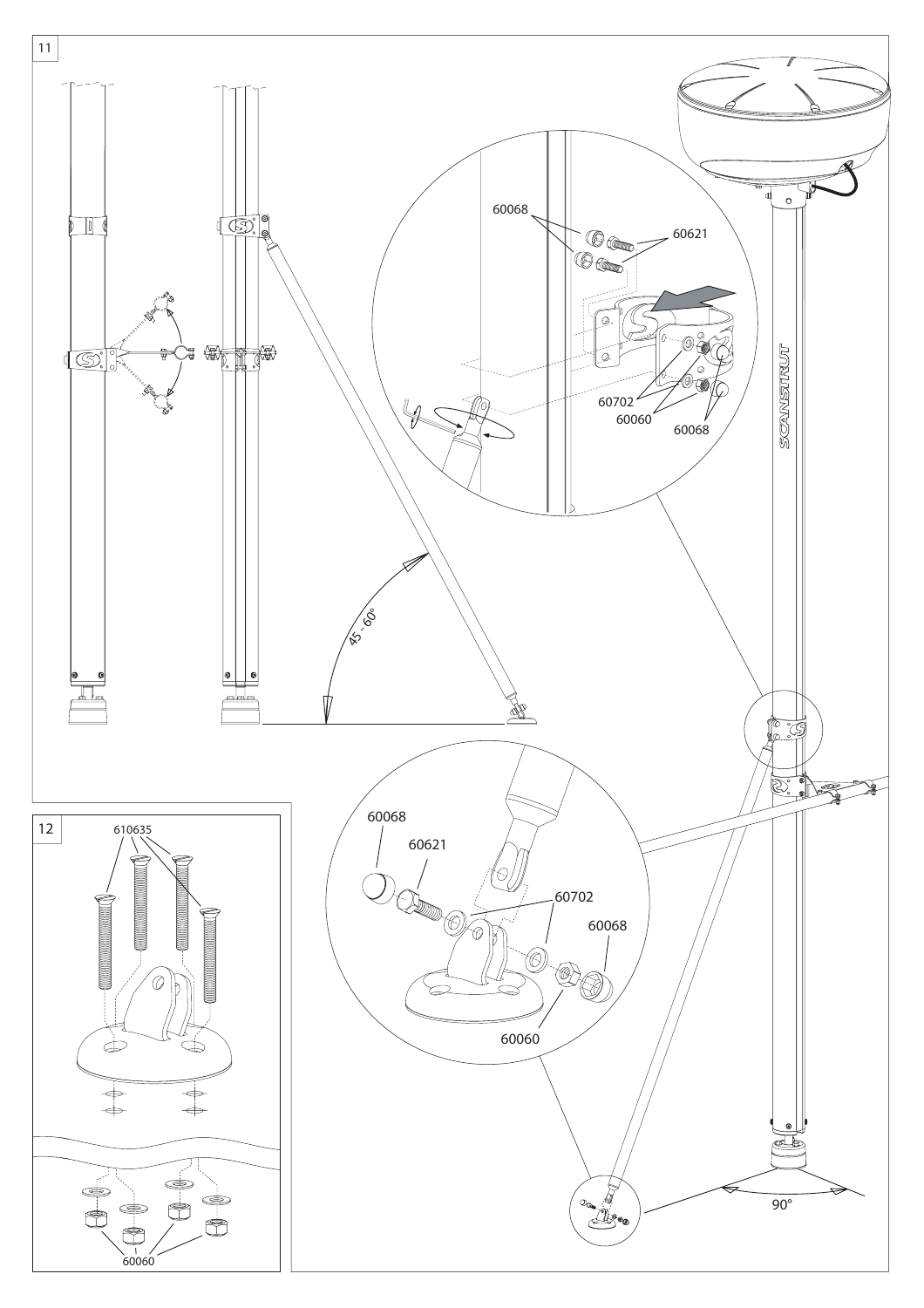11

60068

60621

60702

60060

60068

45 - 60°

SCANSTRUT

12

610635

60060

60068

60621

60702

60068

60060

90°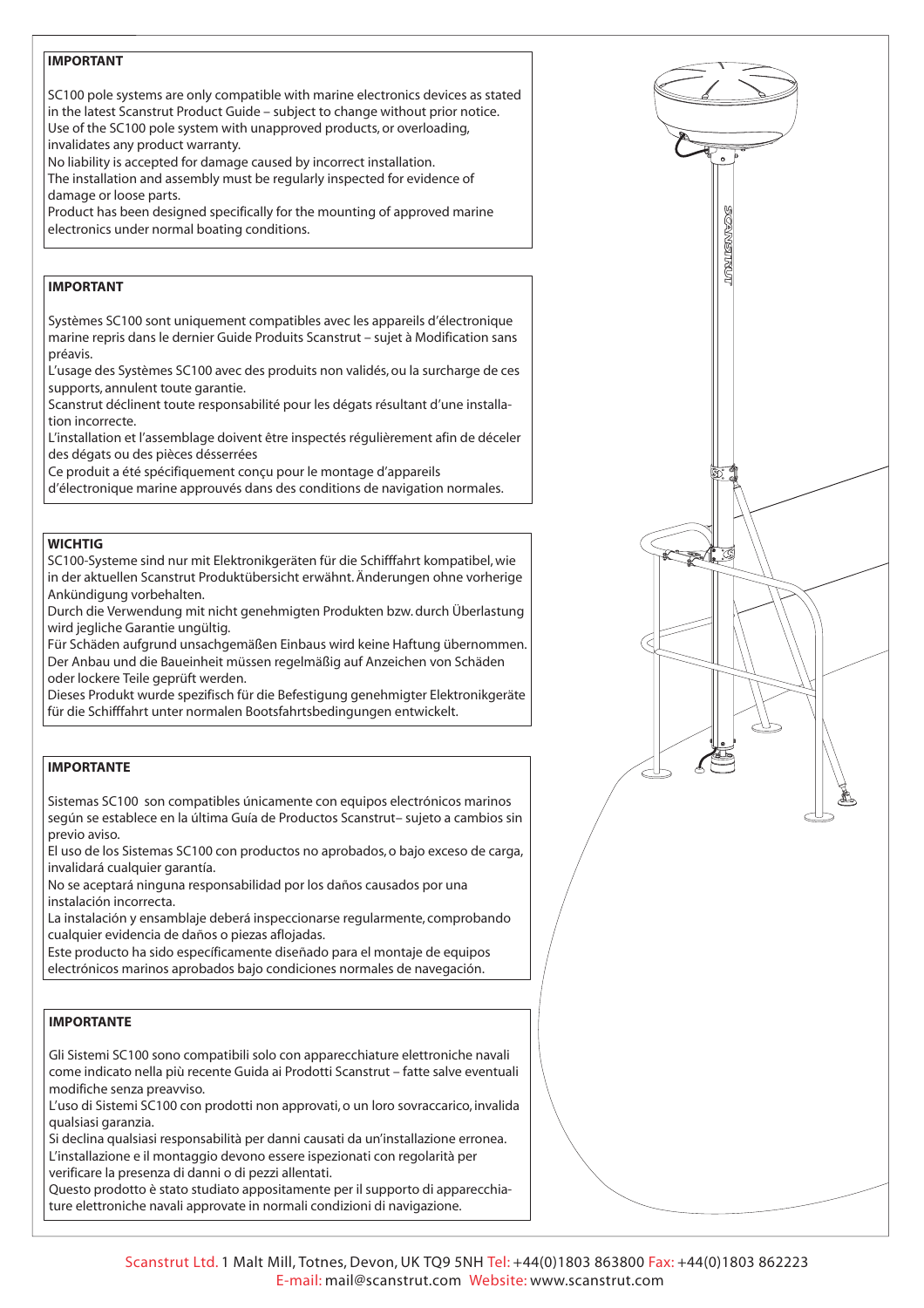**IMPORTANT**

SC100 pole systems are only compatible with marine electronics devices as stated in the latest Scanstrut Product Guide – subject to change without prior notice.
Use of the SC100 pole system with unapproved products, or overloading, invalidates any product warranty.
No liability is accepted for damage caused by incorrect installation.
The installation and assembly must be regularly inspected for evidence of damage or loose parts.
Product has been designed specifically for the mounting of approved marine electronics under normal boating conditions.

**IMPORTANT**

Systèmes SC100 sont uniquement compatibles avec les appareils d'électronique marine repris dans le dernier Guide Produits Scanstrut – sujet à Modification sans préavis.
L'usage des Systèmes SC100 avec des produits non validés, ou la surcharge de ces supports, annulent toute garantie.
Scanstrut déclinent toute responsabilité pour les dégats résultant d'une installation incorrecte.
L'installation et l'assemblage doivent être inspectés régulièrement afin de déceler des dégats ou des pièces désserrées
Ce produit a été spécifiquement conçu pour le montage d'appareils d'électronique marine approuvés dans des conditions de navigation normales.

**WICHTIG**

SC100-Systeme sind nur mit Elektronikgeräten für die Schifffahrt kompatibel, wie in der aktuellen Scanstrut Produktübersicht erwähnt. Änderungen ohne vorherige Ankündigung vorbehalten.
Durch die Verwendung mit nicht genehmigten Produkten bzw. durch Überlastung wird jegliche Garantie ungültig.
Für Schäden aufgrund unsachgemäßen Einbaus wird keine Haftung übernommen.
Der Anbau und die Baueinheit müssen regelmäßig auf Anzeichen von Schäden oder lockere Teile geprüft werden.
Dieses Produkt wurde spezifisch für die Befestigung genehmigter Elektronikgeräte für die Schifffahrt unter normalen Bootsfahrtsbedingungen entwickelt.

**IMPORTANTE**

Sistemas SC100 son compatibles únicamente con equipos electrónicos marinos según se establece en la última Guía de Productos Scanstrut– sujeto a cambios sin previo aviso.
El uso de los Sistemas SC100 con productos no aprobados, o bajo exceso de carga, invalidará cualquier garantía.
No se aceptará ninguna responsabilidad por los daños causados por una instalación incorrecta.
La instalación y ensamblaje deberá inspeccionarse regularmente, comprobando cualquier evidencia de daños o piezas aflojadas.
Este producto ha sido específicamente diseñado para el montaje de equipos electrónicos marinos aprobados bajo condiciones normales de navegación.

**IMPORTANTE**

Gli Sistemi SC100 sono compatibili solo con apparecchiature elettroniche navali come indicato nella più recente Guida ai Prodotti Scanstrut – fatte salve eventuali modifiche senza preavviso.
L'uso di Sistemi SC100 con prodotti non approvati, o un loro sovraccarico, invalida qualsiasi garanzia.
Si declina qualsiasi responsabilità per danni causati da un'installazione erronea.
L'installazione e il montaggio devono essere ispezionati con regolarità per verificare la presenza di danni o di pezzi allentati.
Questo prodotto è stato studiato appositamente per il supporto di apparecchiature elettroniche navali approvate in normali condizioni di navigazione.

SCANSTRUT

Scanstrut Ltd. 1 Malt Mill, Totnes, Devon, UK TQ9 5NH Tel: +44(0)1803 863800 Fax: +44(0)1803 862223
E-mail: mail@scanstrut.com Website: www.scanstrut.com